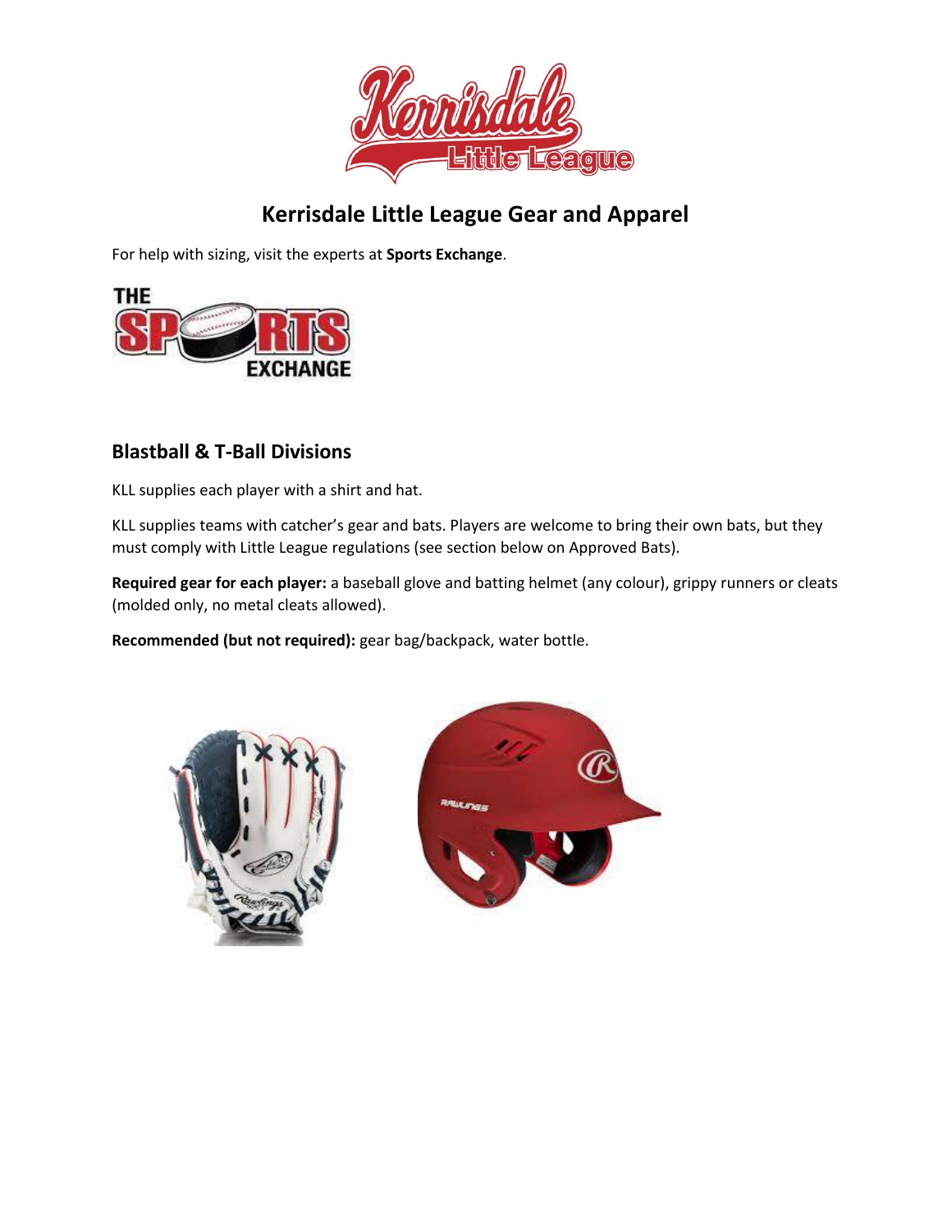# Kerrisdale Little League Gear and Apparel

For help with sizing, visit the experts at **Sports Exchange**.

## Blastball & T-Ball Divisions

KLL supplies each player with a shirt and hat.

KLL supplies teams with catcher's gear and bats. Players are welcome to bring their own bats, but they must comply with Little League regulations (see section below on Approved Bats).

**Required gear for each player:** a baseball glove and batting helmet (any colour), grippy runners or cleats (molded only, no metal cleats allowed).

**Recommended (but not required):** gear bag/backpack, water bottle.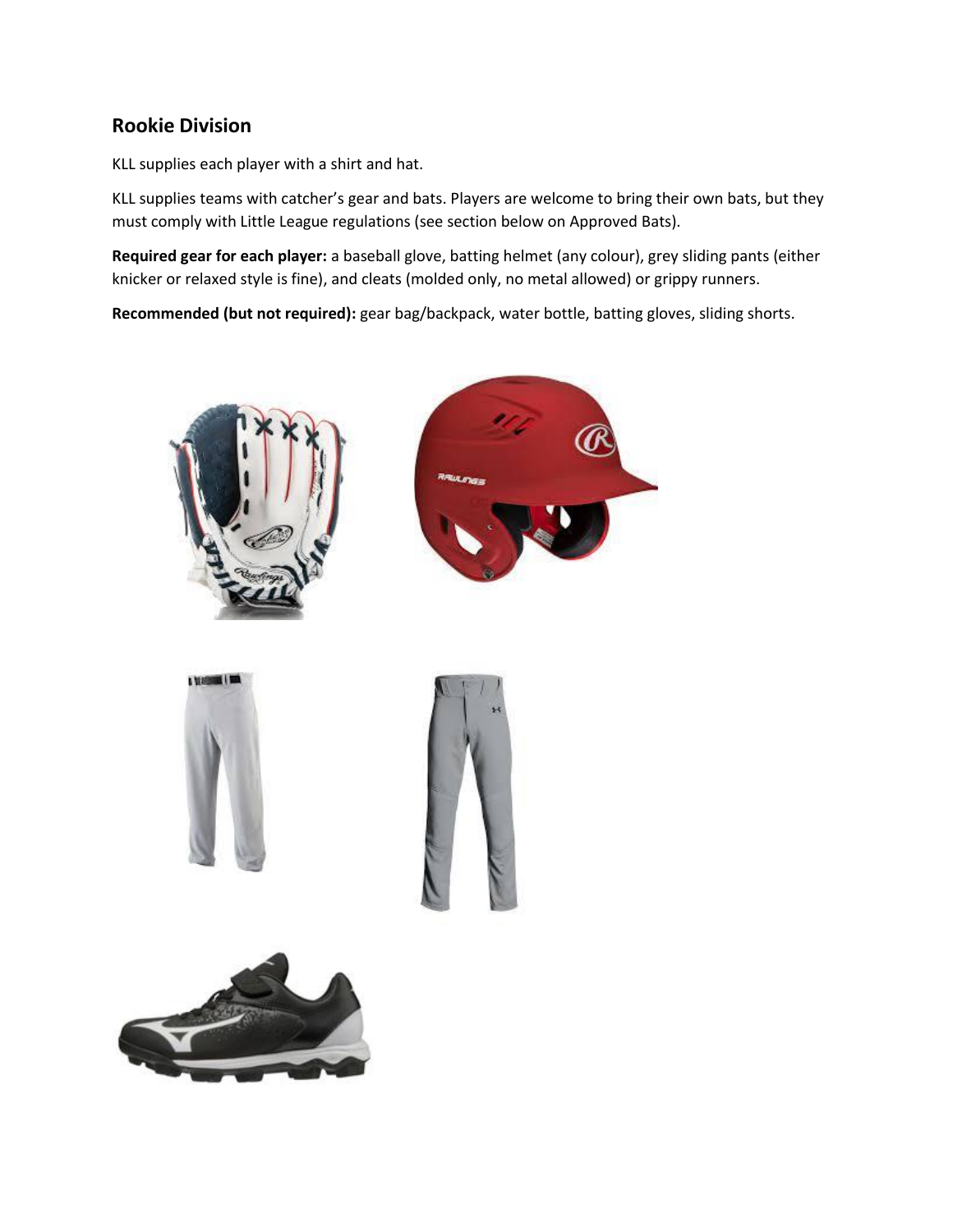## Rookie Division

KLL supplies each player with a shirt and hat.

KLL supplies teams with catcher's gear and bats. Players are welcome to bring their own bats, but they must comply with Little League regulations (see section below on Approved Bats).

**Required gear for each player:** a baseball glove, batting helmet (any colour), grey sliding pants (either knicker or relaxed style is fine), and cleats (molded only, no metal allowed) or grippy runners.

**Recommended (but not required):** gear bag/backpack, water bottle, batting gloves, sliding shorts.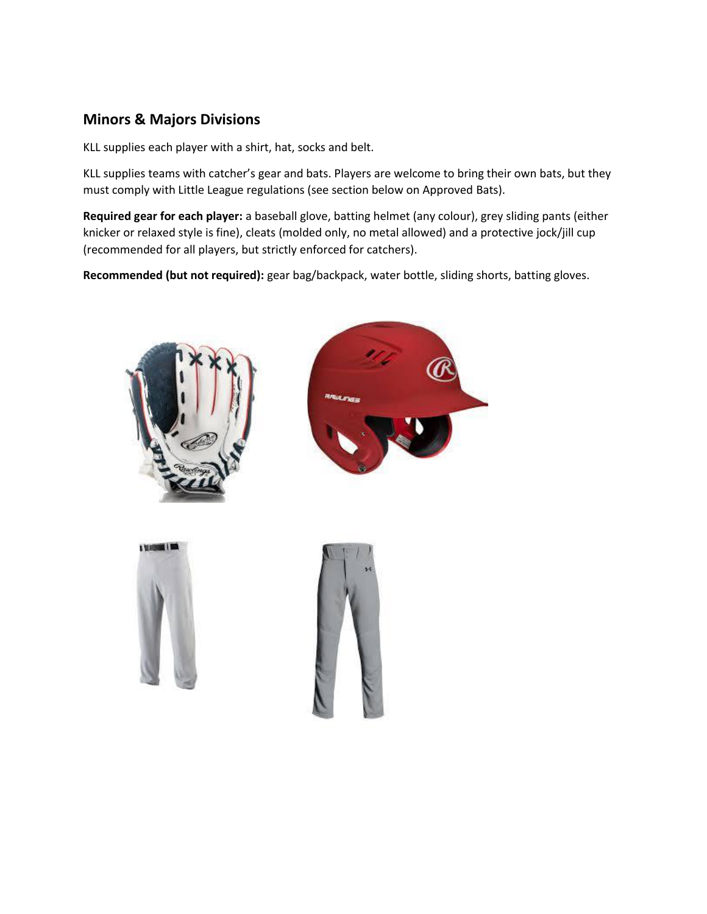## Minors & Majors Divisions

KLL supplies each player with a shirt, hat, socks and belt.

KLL supplies teams with catcher's gear and bats. Players are welcome to bring their own bats, but they must comply with Little League regulations (see section below on Approved Bats).

**Required gear for each player:** a baseball glove, batting helmet (any colour), grey sliding pants (either knicker or relaxed style is fine), cleats (molded only, no metal allowed) and a protective jock/jill cup (recommended for all players, but strictly enforced for catchers).

**Recommended (but not required):** gear bag/backpack, water bottle, sliding shorts, batting gloves.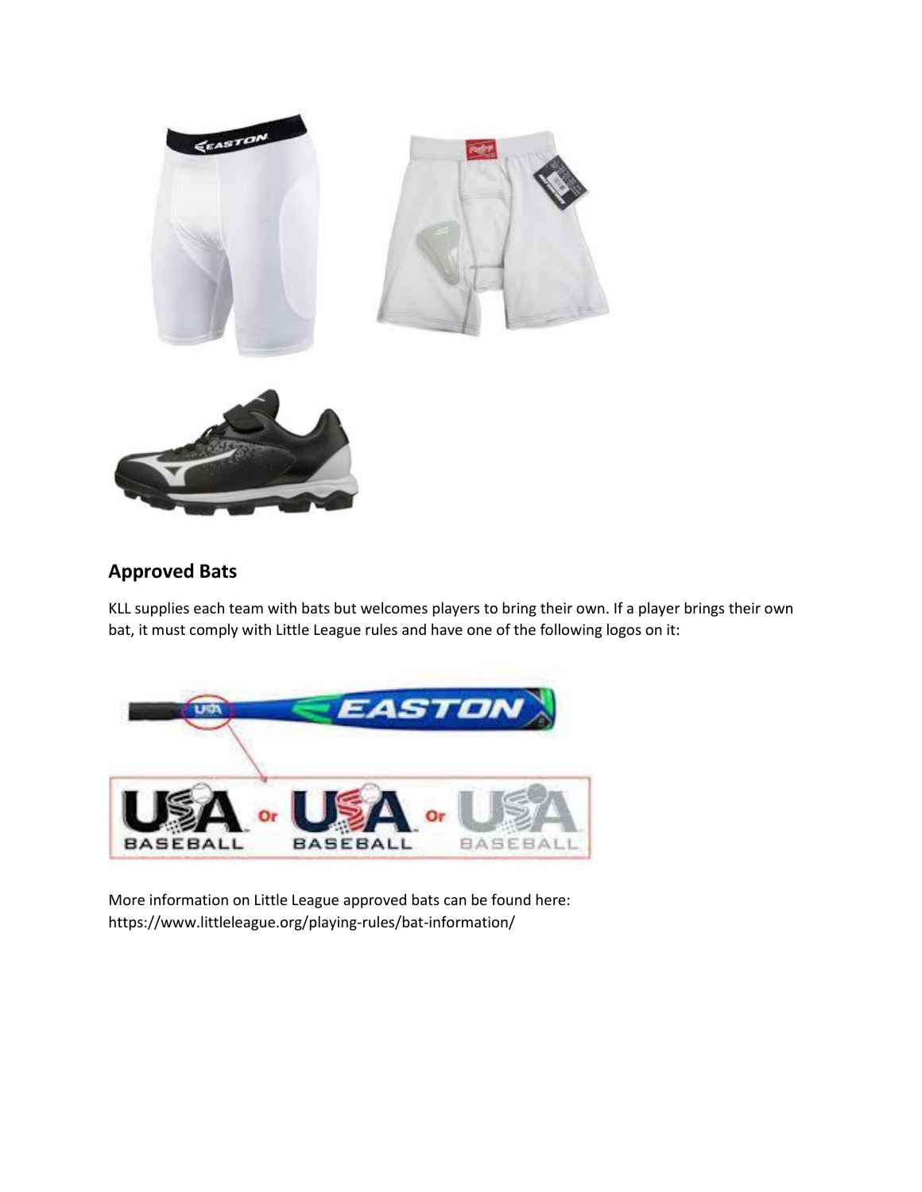## Approved Bats

KLL supplies each team with bats but welcomes players to bring their own. If a player brings their own bat, it must comply with Little League rules and have one of the following logos on it:

More information on Little League approved bats can be found here:
https://www.littleleague.org/playing-rules/bat-information/